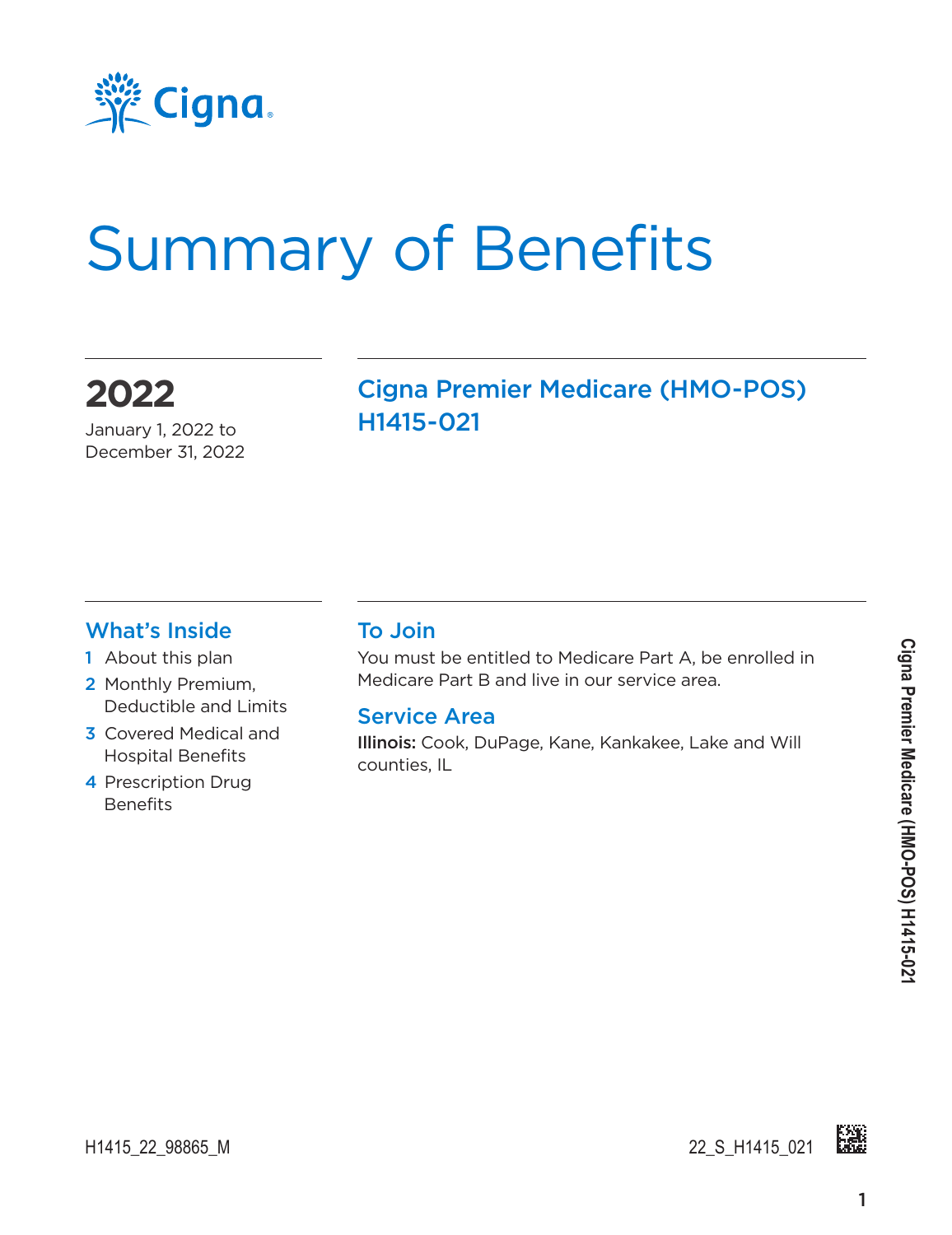Cigna

# Summary of Benefits

## 2022

January 1, 2022 to December 31, 2022

## Cigna Premier Medicare (HMO-POS) H1415-021

### What's Inside

1. About this plan
2. Monthly Premium, Deductible and Limits
3. Covered Medical and Hospital Benefits
4. Prescription Drug Benefits

### To Join

You must be entitled to Medicare Part A, be enrolled in Medicare Part B and live in our service area.

### Service Area

**Illinois:** Cook, DuPage, Kane, Kankakee, Lake and Will counties, IL

H1415_22_98865_M

22_S_H1415_021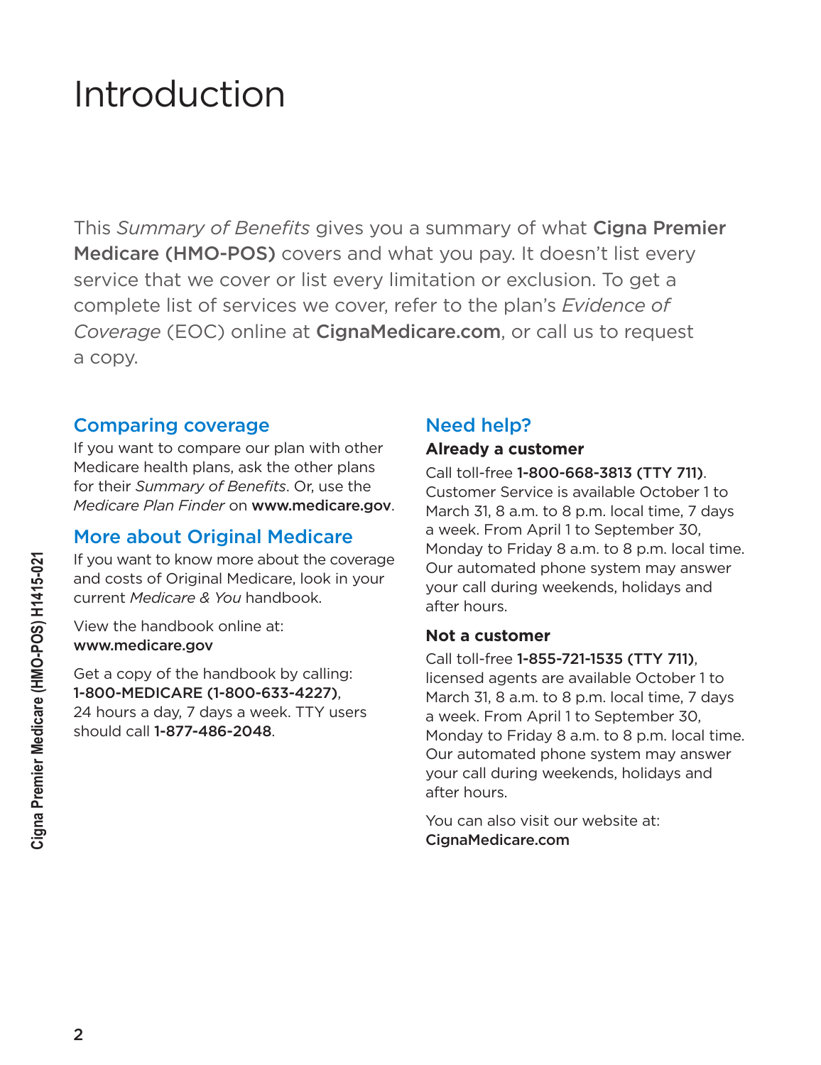# Introduction

This *Summary of Benefits* gives you a summary of what **Cigna Premier Medicare (HMO-POS)** covers and what you pay. It doesn't list every service that we cover or list every limitation or exclusion. To get a complete list of services we cover, refer to the plan's *Evidence of Coverage* (EOC) online at **CignaMedicare.com**, or call us to request a copy.

## Comparing coverage

If you want to compare our plan with other Medicare health plans, ask the other plans for their *Summary of Benefits*. Or, use the *Medicare Plan Finder* on **www.medicare.gov**.

## More about Original Medicare

If you want to know more about the coverage and costs of Original Medicare, look in your current *Medicare & You* handbook.

View the handbook online at:
**www.medicare.gov**

Get a copy of the handbook by calling:
**1-800-MEDICARE (1-800-633-4227)**, 24 hours a day, 7 days a week. TTY users should call **1-877-486-2048**.

## Need help?

### Already a customer

Call toll-free **1-800-668-3813 (TTY 711)**. Customer Service is available October 1 to March 31, 8 a.m. to 8 p.m. local time, 7 days a week. From April 1 to September 30, Monday to Friday 8 a.m. to 8 p.m. local time. Our automated phone system may answer your call during weekends, holidays and after hours.

### Not a customer

Call toll-free **1-855-721-1535 (TTY 711)**, licensed agents are available October 1 to March 31, 8 a.m. to 8 p.m. local time, 7 days a week. From April 1 to September 30, Monday to Friday 8 a.m. to 8 p.m. local time. Our automated phone system may answer your call during weekends, holidays and after hours.

You can also visit our website at:
**CignaMedicare.com**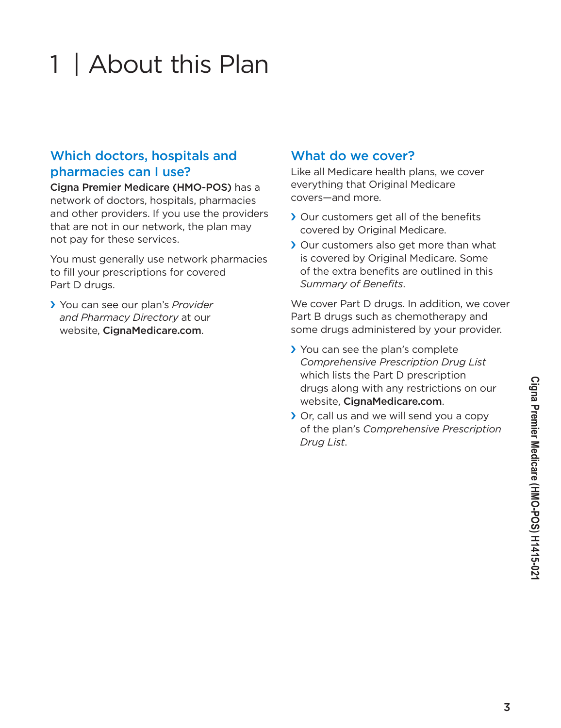# 1 | About this Plan

## Which doctors, hospitals and pharmacies can I use?

**Cigna Premier Medicare (HMO-POS)** has a network of doctors, hospitals, pharmacies and other providers. If you use the providers that are not in our network, the plan may not pay for these services.

You must generally use network pharmacies to fill your prescriptions for covered Part D drugs.

- You can see our plan's *Provider and Pharmacy Directory* at our website, **CignaMedicare.com**.

## What do we cover?

Like all Medicare health plans, we cover everything that Original Medicare covers—and more.

- Our customers get all of the benefits covered by Original Medicare.
- Our customers also get more than what is covered by Original Medicare. Some of the extra benefits are outlined in this *Summary of Benefits*.

We cover Part D drugs. In addition, we cover Part B drugs such as chemotherapy and some drugs administered by your provider.

- You can see the plan's complete *Comprehensive Prescription Drug List* which lists the Part D prescription drugs along with any restrictions on our website, **CignaMedicare.com**.
- Or, call us and we will send you a copy of the plan's *Comprehensive Prescription Drug List*.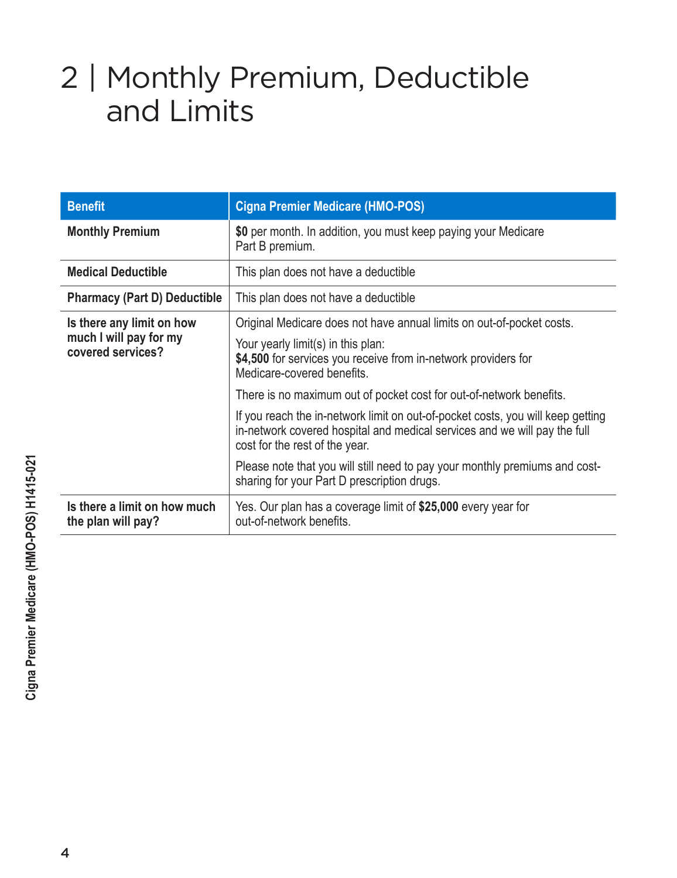# 2 | Monthly Premium, Deductible and Limits

| Benefit | Cigna Premier Medicare (HMO-POS) |
| --- | --- |
| **Monthly Premium** | **$0** per month. In addition, you must keep paying your Medicare Part B premium. |
| **Medical Deductible** | This plan does not have a deductible |
| **Pharmacy (Part D) Deductible** | This plan does not have a deductible |
| **Is there any limit on how much I will pay for my covered services?** | Original Medicare does not have annual limits on out-of-pocket costs.<br><br>Your yearly limit(s) in this plan:<br>**$4,500** for services you receive from in-network providers for Medicare-covered benefits.<br><br>There is no maximum out of pocket cost for out-of-network benefits.<br><br>If you reach the in-network limit on out-of-pocket costs, you will keep getting in-network covered hospital and medical services and we will pay the full cost for the rest of the year.<br><br>Please note that you will still need to pay your monthly premiums and cost-sharing for your Part D prescription drugs. |
| **Is there a limit on how much the plan will pay?** | Yes. Our plan has a coverage limit of **$25,000** every year for out-of-network benefits. |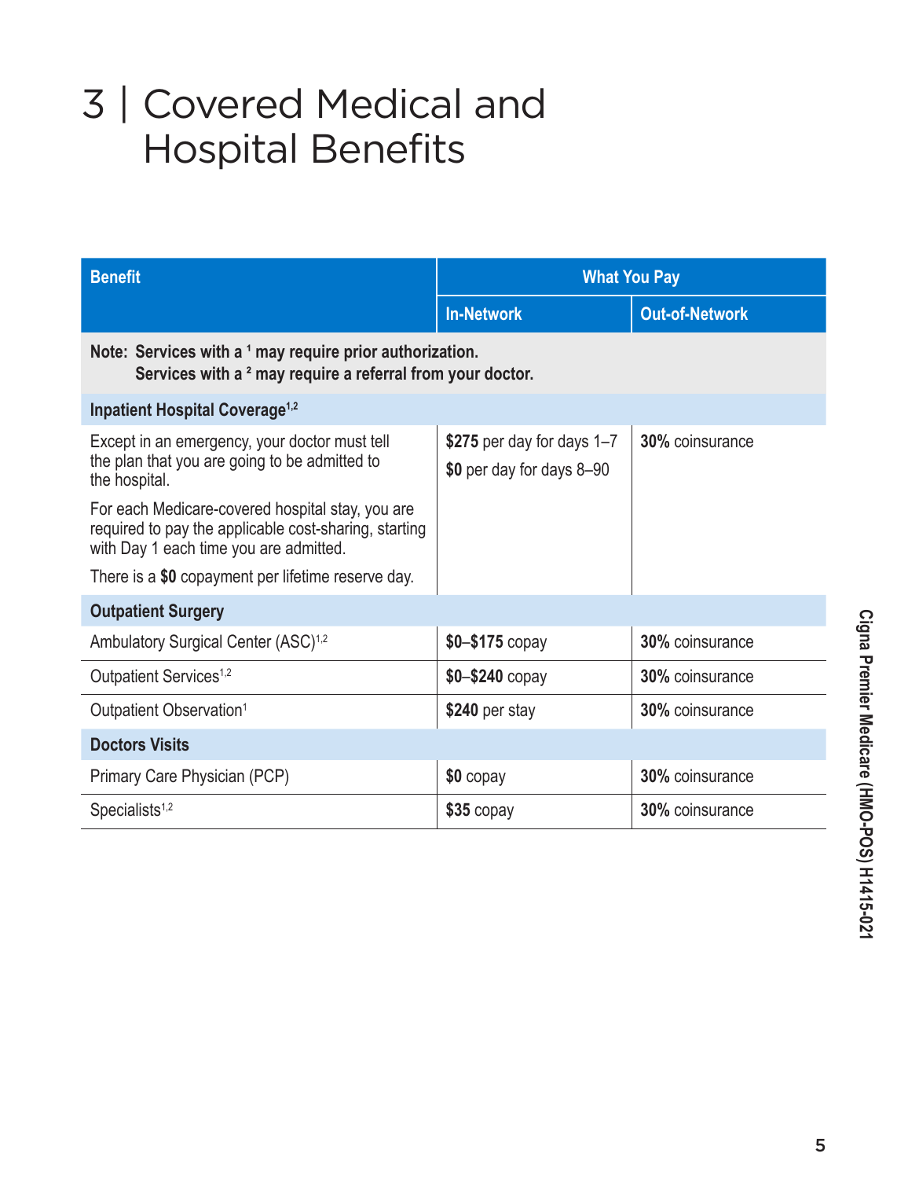# 3 | Covered Medical and Hospital Benefits

| Benefit | What You Pay | |
|---|---|---|
| | **In-Network** | **Out-of-Network** |
| **Note: Services with a [1] may require prior authorization. Services with a [2] may require a referral from your doctor.** | | |
| **Inpatient Hospital Coverage[1,2]** | | |
| Except in an emergency, your doctor must tell the plan that you are going to be admitted to the hospital.<br><br>For each Medicare-covered hospital stay, you are required to pay the applicable cost-sharing, starting with Day 1 each time you are admitted.<br><br>There is a **$0** copayment per lifetime reserve day. | **$275** per day for days 1–7<br><br>**$0** per day for days 8–90 | **30%** coinsurance |
| **Outpatient Surgery** | | |
| Ambulatory Surgical Center (ASC)[1,2] | **$0–$175** copay | **30%** coinsurance |
| Outpatient Services[1,2] | **$0–$240** copay | **30%** coinsurance |
| Outpatient Observation[1] | **$240** per stay | **30%** coinsurance |
| **Doctors Visits** | | |
| Primary Care Physician (PCP) | **$0** copay | **30%** coinsurance |
| Specialists[1,2] | **$35** copay | **30%** coinsurance |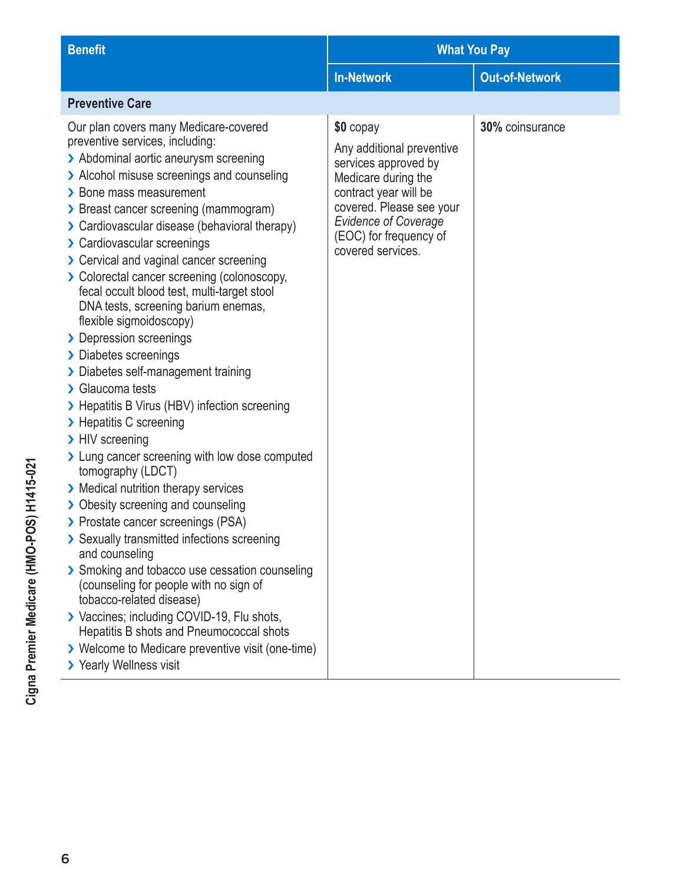| Benefit | What You Pay | |
|---|---|---|
| | In-Network | Out-of-Network |
| **Preventive Care** | | |
| Our plan covers many Medicare-covered preventive services, including:<br>› Abdominal aortic aneurysm screening<br>› Alcohol misuse screenings and counseling<br>› Bone mass measurement<br>› Breast cancer screening (mammogram)<br>› Cardiovascular disease (behavioral therapy)<br>› Cardiovascular screenings<br>› Cervical and vaginal cancer screening<br>› Colorectal cancer screening (colonoscopy, fecal occult blood test, multi-target stool DNA tests, screening barium enemas, flexible sigmoidoscopy)<br>› Depression screenings<br>› Diabetes screenings<br>› Diabetes self-management training<br>› Glaucoma tests<br>› Hepatitis B Virus (HBV) infection screening<br>› Hepatitis C screening<br>› HIV screening<br>› Lung cancer screening with low dose computed tomography (LDCT)<br>› Medical nutrition therapy services<br>› Obesity screening and counseling<br>› Prostate cancer screenings (PSA)<br>› Sexually transmitted infections screening and counseling<br>› Smoking and tobacco use cessation counseling (counseling for people with no sign of tobacco-related disease)<br>› Vaccines; including COVID-19, Flu shots, Hepatitis B shots and Pneumococcal shots<br>› Welcome to Medicare preventive visit (one-time)<br>› Yearly Wellness visit | **$0** copay<br><br>Any additional preventive services approved by Medicare during the contract year will be covered. Please see your *Evidence of Coverage* (EOC) for frequency of covered services. | **30%** coinsurance |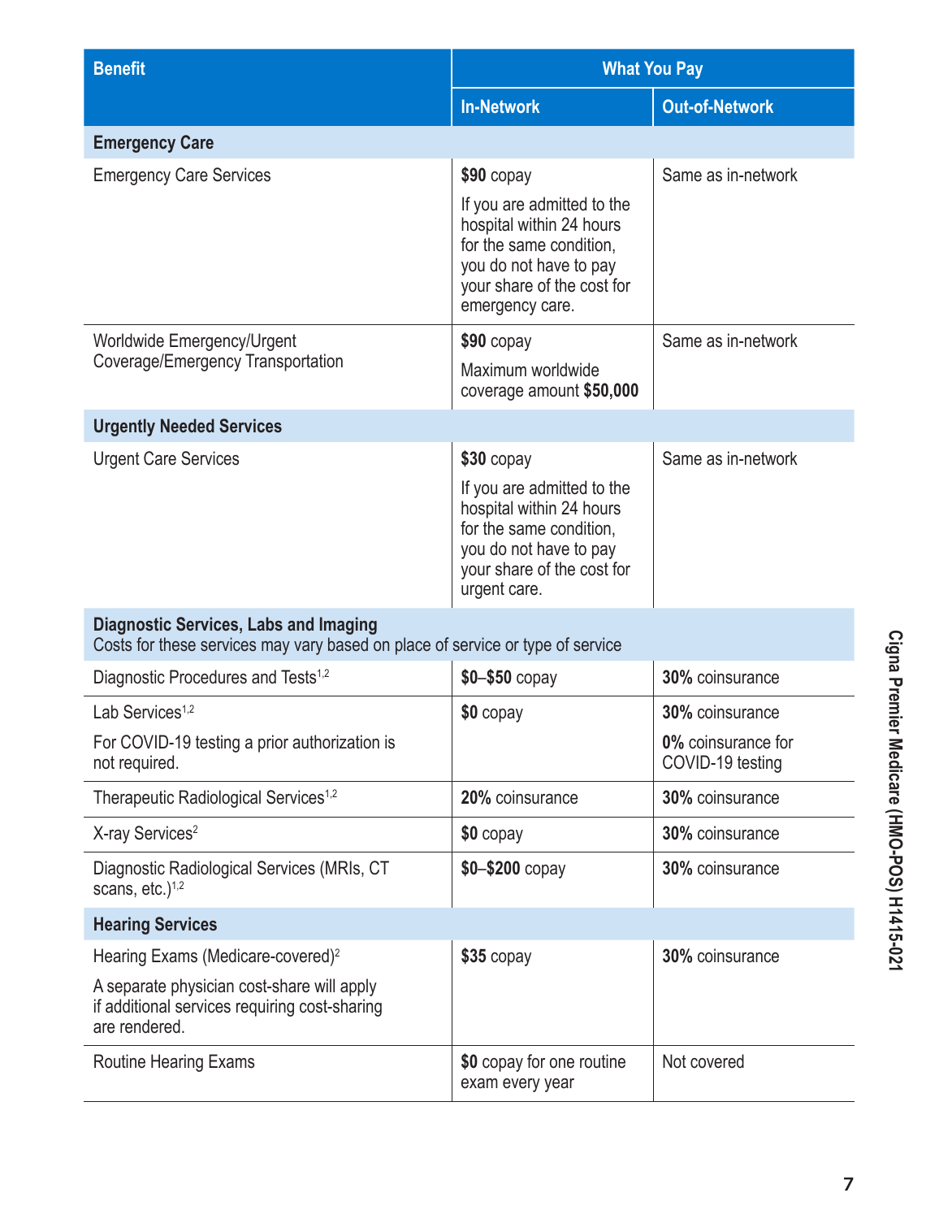| Benefit | What You Pay | |
|---|---|---|
| | **In-Network** | **Out-of-Network** |
| **Emergency Care** | | |
| Emergency Care Services | **$90** copay<br>If you are admitted to the hospital within 24 hours for the same condition, you do not have to pay your share of the cost for emergency care. | Same as in-network |
| Worldwide Emergency/Urgent Coverage/Emergency Transportation | **$90** copay<br>Maximum worldwide coverage amount **$50,000** | Same as in-network |
| **Urgently Needed Services** | | |
| Urgent Care Services | **$30** copay<br>If you are admitted to the hospital within 24 hours for the same condition, you do not have to pay your share of the cost for urgent care. | Same as in-network |
| **Diagnostic Services, Labs and Imaging**<br>Costs for these services may vary based on place of service or type of service | | |
| Diagnostic Procedures and Tests[1,2] | **$0–$50** copay | **30%** coinsurance |
| Lab Services[1,2]<br>For COVID-19 testing a prior authorization is not required. | **$0** copay | **30%** coinsurance<br>**0%** coinsurance for COVID-19 testing |
| Therapeutic Radiological Services[1,2] | **20%** coinsurance | **30%** coinsurance |
| X-ray Services[2] | **$0** copay | **30%** coinsurance |
| Diagnostic Radiological Services (MRIs, CT scans, etc.)[1,2] | **$0–$200** copay | **30%** coinsurance |
| **Hearing Services** | | |
| Hearing Exams (Medicare-covered)[2]<br>A separate physician cost-share will apply if additional services requiring cost-sharing are rendered. | **$35** copay | **30%** coinsurance |
| Routine Hearing Exams | **$0** copay for one routine exam every year | Not covered |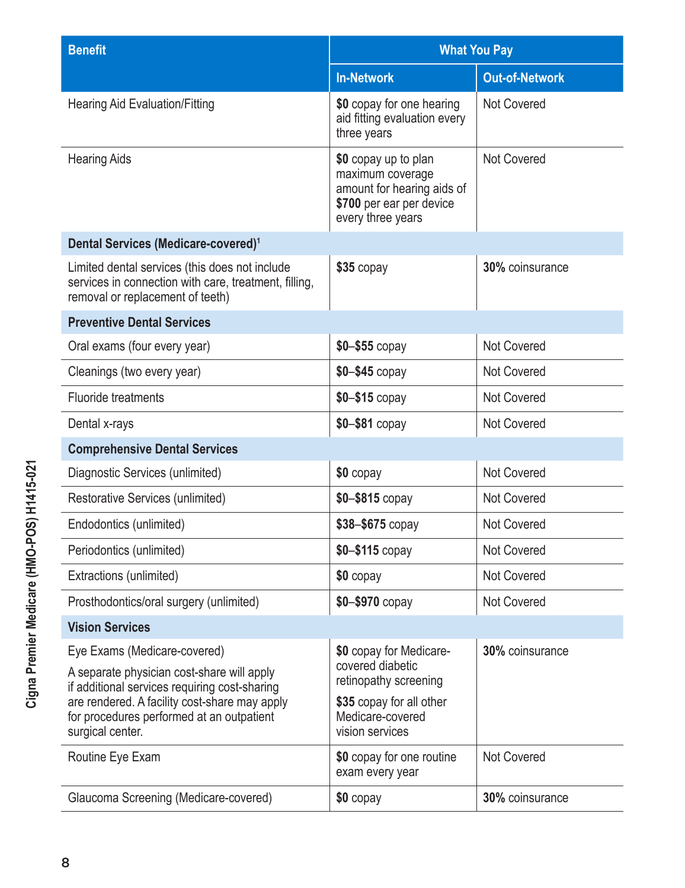| Benefit | What You Pay | |
|---|---|---|
| | In-Network | Out-of-Network |
| Hearing Aid Evaluation/Fitting | **$0** copay for one hearing aid fitting evaluation every three years | Not Covered |
| Hearing Aids | **$0** copay up to plan maximum coverage amount for hearing aids of **$700** per ear per device every three years | Not Covered |
| **Dental Services (Medicare-covered)[1]** | | |
| Limited dental services (this does not include services in connection with care, treatment, filling, removal or replacement of teeth) | **$35** copay | **30%** coinsurance |
| **Preventive Dental Services** | | |
| Oral exams (four every year) | **$0–$55** copay | Not Covered |
| Cleanings (two every year) | **$0–$45** copay | Not Covered |
| Fluoride treatments | **$0–$15** copay | Not Covered |
| Dental x-rays | **$0–$81** copay | Not Covered |
| **Comprehensive Dental Services** | | |
| Diagnostic Services (unlimited) | **$0** copay | Not Covered |
| Restorative Services (unlimited) | **$0–$815** copay | Not Covered |
| Endodontics (unlimited) | **$38–$675** copay | Not Covered |
| Periodontics (unlimited) | **$0–$115** copay | Not Covered |
| Extractions (unlimited) | **$0** copay | Not Covered |
| Prosthodontics/oral surgery (unlimited) | **$0–$970** copay | Not Covered |
| **Vision Services** | | |
| Eye Exams (Medicare-covered)<br>A separate physician cost-share will apply if additional services requiring cost-sharing are rendered. A facility cost-share may apply for procedures performed at an outpatient surgical center. | **$0** copay for Medicare-covered diabetic retinopathy screening<br>**$35** copay for all other Medicare-covered vision services | **30%** coinsurance |
| Routine Eye Exam | **$0** copay for one routine exam every year | Not Covered |
| Glaucoma Screening (Medicare-covered) | **$0** copay | **30%** coinsurance |

Cigna Premier Medicare (HMO-POS) H1415-021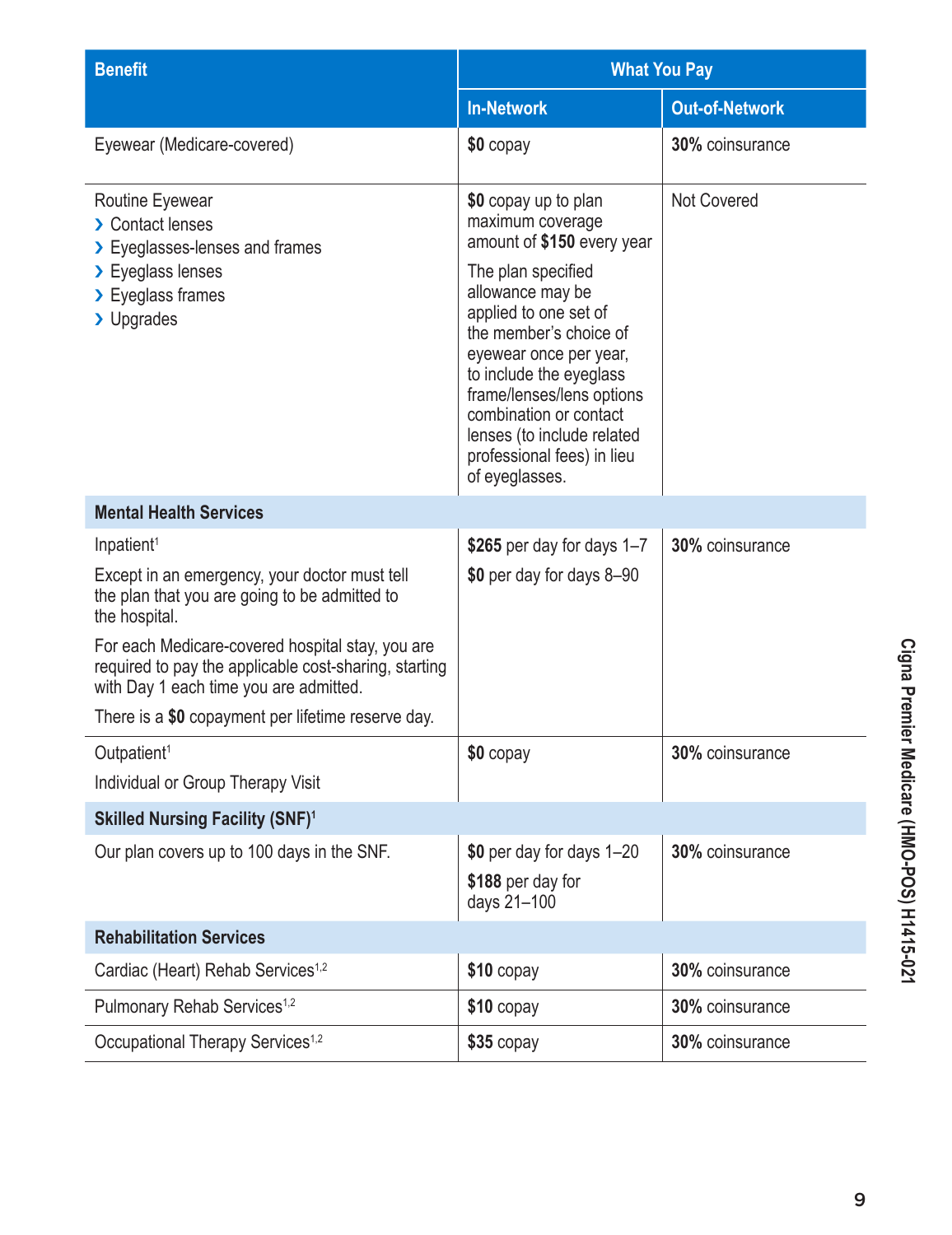| Benefit | What You Pay | |
|---|---|---|
| | In-Network | Out-of-Network |
| Eyewear (Medicare-covered) | **$0** copay | **30%** coinsurance |
| Routine Eyewear<br>› Contact lenses<br>› Eyeglasses-lenses and frames<br>› Eyeglass lenses<br>› Eyeglass frames<br>› Upgrades | **$0** copay up to plan maximum coverage amount of **$150** every year<br><br>The plan specified allowance may be applied to one set of the member's choice of eyewear once per year, to include the eyeglass frame/lenses/lens options combination or contact lenses (to include related professional fees) in lieu of eyeglasses. | Not Covered |
| **Mental Health Services** | | |
| Inpatient[1]<br><br>Except in an emergency, your doctor must tell the plan that you are going to be admitted to the hospital.<br><br>For each Medicare-covered hospital stay, you are required to pay the applicable cost-sharing, starting with Day 1 each time you are admitted.<br><br>There is a **$0** copayment per lifetime reserve day. | **$265** per day for days 1–7<br><br>**$0** per day for days 8–90 | **30%** coinsurance |
| Outpatient[1]<br><br>Individual or Group Therapy Visit | **$0** copay | **30%** coinsurance |
| **Skilled Nursing Facility (SNF)[1]** | | |
| Our plan covers up to 100 days in the SNF. | **$0** per day for days 1–20<br><br>**$188** per day for days 21–100 | **30%** coinsurance |
| **Rehabilitation Services** | | |
| Cardiac (Heart) Rehab Services[1,2] | **$10** copay | **30%** coinsurance |
| Pulmonary Rehab Services[1,2] | **$10** copay | **30%** coinsurance |
| Occupational Therapy Services[1,2] | **$35** copay | **30%** coinsurance |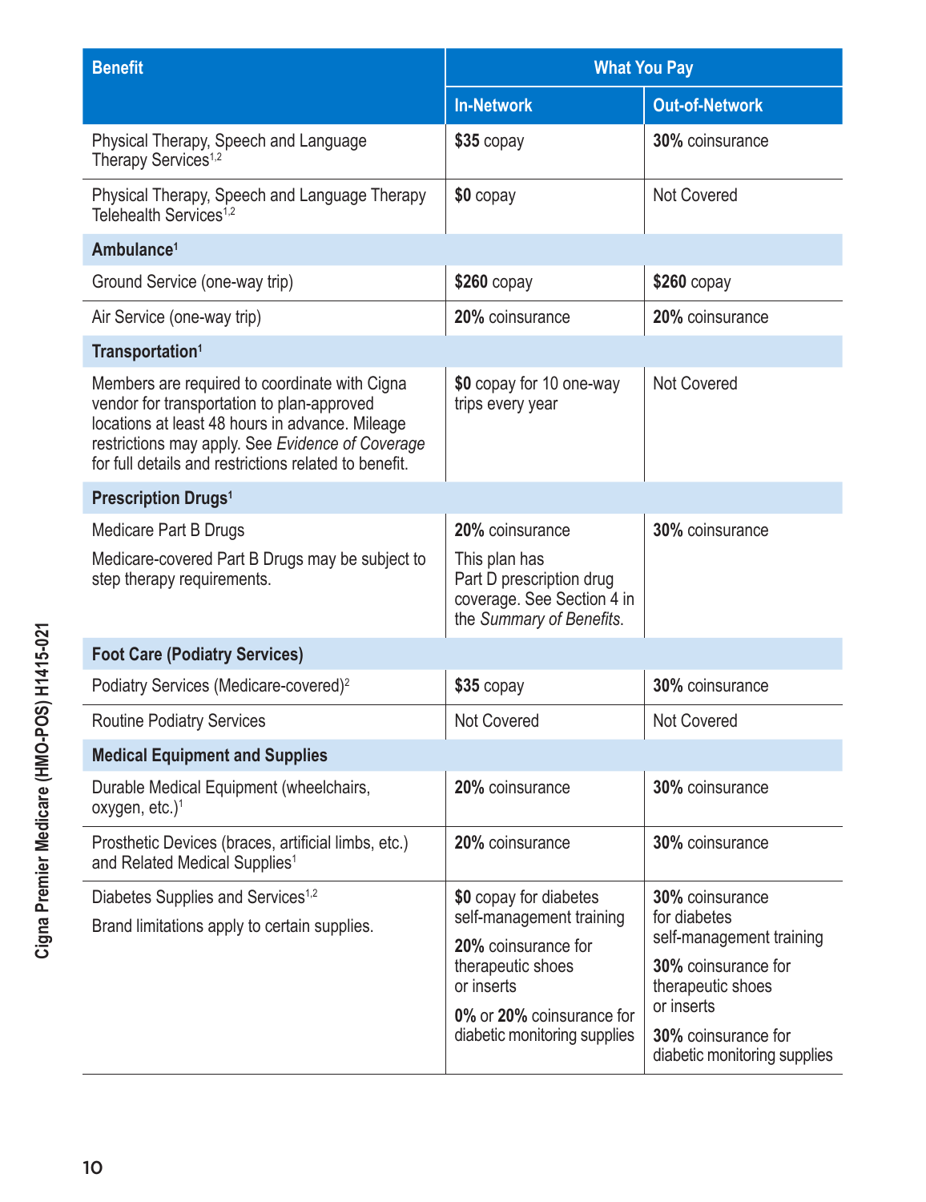| Benefit | What You Pay | |
|---|---|---|
| | In-Network | Out-of-Network |
| Physical Therapy, Speech and Language Therapy Services[1,2] | **$35** copay | **30%** coinsurance |
| Physical Therapy, Speech and Language Therapy Telehealth Services[1,2] | **$0** copay | Not Covered |
| **Ambulance[1]** | | |
| Ground Service (one-way trip) | **$260** copay | **$260** copay |
| Air Service (one-way trip) | **20%** coinsurance | **20%** coinsurance |
| **Transportation[1]** | | |
| Members are required to coordinate with Cigna vendor for transportation to plan-approved locations at least 48 hours in advance. Mileage restrictions may apply. See *Evidence of Coverage* for full details and restrictions related to benefit. | **$0** copay for 10 one-way trips every year | Not Covered |
| **Prescription Drugs[1]** | | |
| Medicare Part B Drugs<br><br>Medicare-covered Part B Drugs may be subject to step therapy requirements. | **20%** coinsurance<br><br>This plan has Part D prescription drug coverage. See Section 4 in the *Summary of Benefits*. | **30%** coinsurance |
| **Foot Care (Podiatry Services)** | | |
| Podiatry Services (Medicare-covered)[2] | **$35** copay | **30%** coinsurance |
| Routine Podiatry Services | Not Covered | Not Covered |
| **Medical Equipment and Supplies** | | |
| Durable Medical Equipment (wheelchairs, oxygen, etc.)[1] | **20%** coinsurance | **30%** coinsurance |
| Prosthetic Devices (braces, artificial limbs, etc.) and Related Medical Supplies[1] | **20%** coinsurance | **30%** coinsurance |
| Diabetes Supplies and Services[1,2]<br><br>Brand limitations apply to certain supplies. | **$0** copay for diabetes self-management training<br><br>**20%** coinsurance for therapeutic shoes or inserts<br><br>**0%** or **20%** coinsurance for diabetic monitoring supplies | **30%** coinsurance for diabetes self-management training<br><br>**30%** coinsurance for therapeutic shoes or inserts<br><br>**30%** coinsurance for diabetic monitoring supplies |

Cigna Premier Medicare (HMO-POS) H1415-021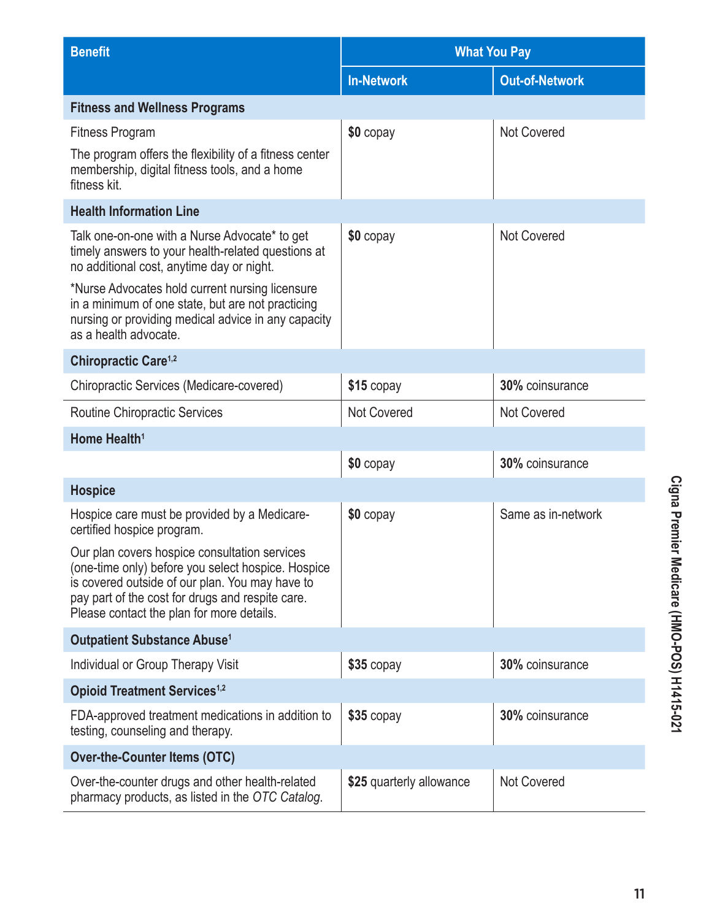| Benefit | What You Pay | |
|---|---|---|
| | **In-Network** | **Out-of-Network** |
| **Fitness and Wellness Programs** | | |
| Fitness Program<br><br>The program offers the flexibility of a fitness center membership, digital fitness tools, and a home fitness kit. | **$0** copay | Not Covered |
| **Health Information Line** | | |
| Talk one-on-one with a Nurse Advocate* to get timely answers to your health-related questions at no additional cost, anytime day or night.<br><br>*Nurse Advocates hold current nursing licensure in a minimum of one state, but are not practicing nursing or providing medical advice in any capacity as a health advocate. | **$0** copay | Not Covered |
| **Chiropractic Care**[1,2] | | |
| Chiropractic Services (Medicare-covered) | **$15** copay | **30%** coinsurance |
| Routine Chiropractic Services | Not Covered | Not Covered |
| **Home Health**[1] | | |
| | **$0** copay | **30%** coinsurance |
| **Hospice** | | |
| Hospice care must be provided by a Medicare-certified hospice program.<br><br>Our plan covers hospice consultation services (one-time only) before you select hospice. Hospice is covered outside of our plan. You may have to pay part of the cost for drugs and respite care. Please contact the plan for more details. | **$0** copay | Same as in-network |
| **Outpatient Substance Abuse**[1] | | |
| Individual or Group Therapy Visit | **$35** copay | **30%** coinsurance |
| **Opioid Treatment Services**[1,2] | | |
| FDA-approved treatment medications in addition to testing, counseling and therapy. | **$35** copay | **30%** coinsurance |
| **Over-the-Counter Items (OTC)** | | |
| Over-the-counter drugs and other health-related pharmacy products, as listed in the *OTC Catalog*. | **$25** quarterly allowance | Not Covered |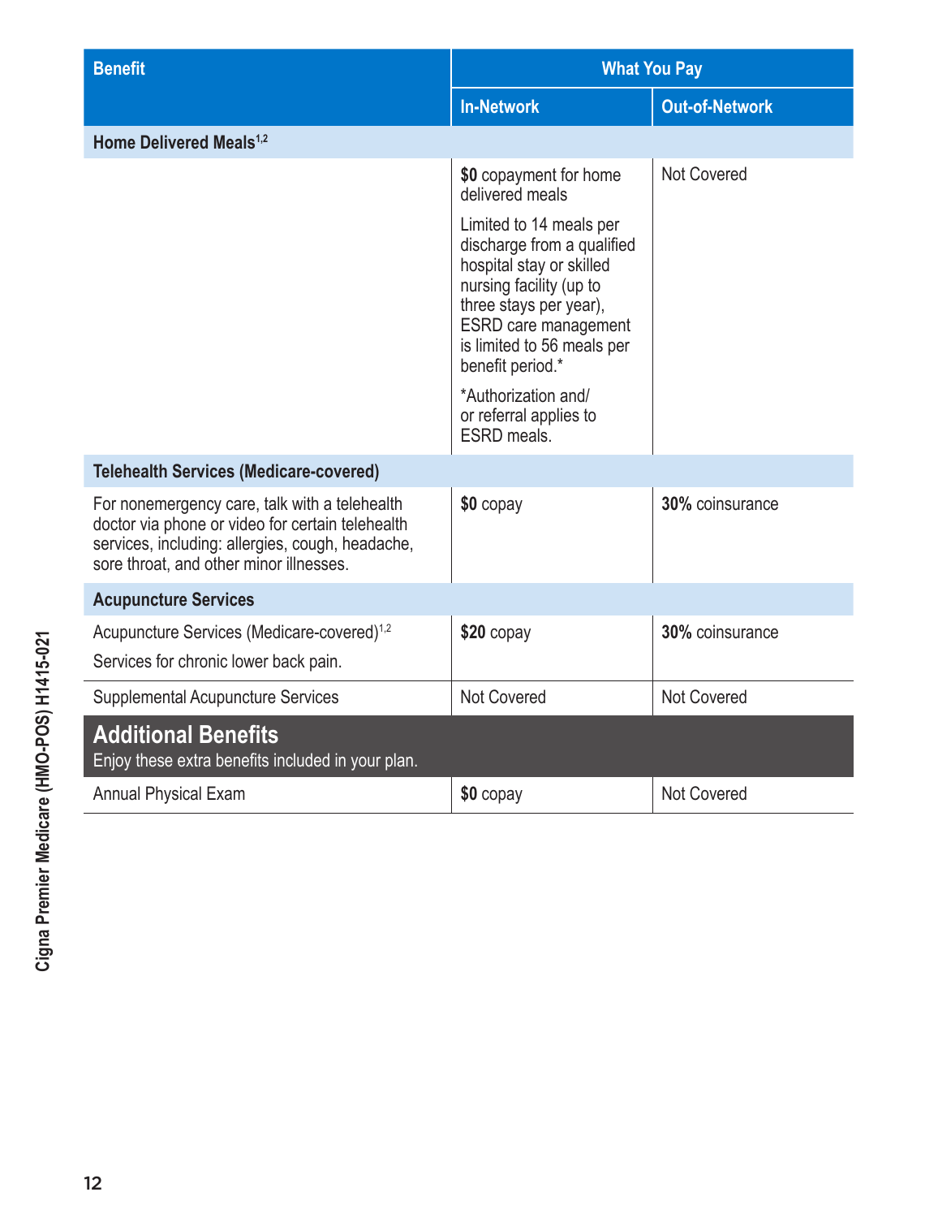| Benefit | What You Pay | |
|---|---|---|
| | **In-Network** | **Out-of-Network** |
| **Home Delivered Meals**[1,2] | | |
| | **$0** copayment for home delivered meals<br><br>Limited to 14 meals per discharge from a qualified hospital stay or skilled nursing facility (up to three stays per year), ESRD care management is limited to 56 meals per benefit period.*<br><br>*Authorization and/or referral applies to ESRD meals. | Not Covered |
| **Telehealth Services (Medicare-covered)** | | |
| For nonemergency care, talk with a telehealth doctor via phone or video for certain telehealth services, including: allergies, cough, headache, sore throat, and other minor illnesses. | **$0** copay | **30%** coinsurance |
| **Acupuncture Services** | | |
| Acupuncture Services (Medicare-covered)[1,2]<br><br>Services for chronic lower back pain. | **$20** copay | **30%** coinsurance |
| Supplemental Acupuncture Services | Not Covered | Not Covered |

## Additional Benefits

Enjoy these extra benefits included in your plan.

| Benefit | In-Network | Out-of-Network |
|---|---|---|
| Annual Physical Exam | **$0** copay | Not Covered |

Cigna Premier Medicare (HMO-POS) H1415-021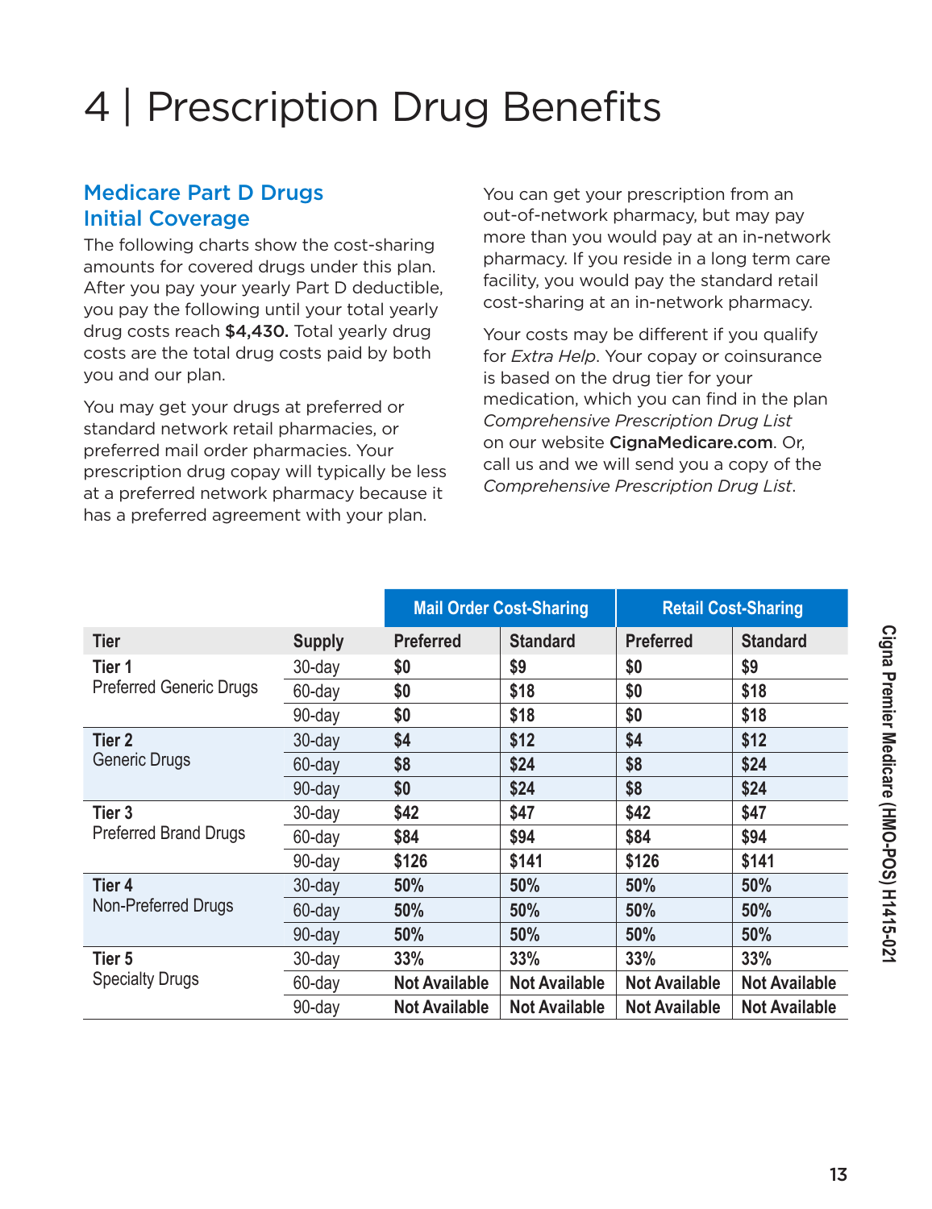# 4 | Prescription Drug Benefits

## Medicare Part D Drugs Initial Coverage

The following charts show the cost-sharing amounts for covered drugs under this plan. After you pay your yearly Part D deductible, you pay the following until your total yearly drug costs reach **$4,430.** Total yearly drug costs are the total drug costs paid by both you and our plan.

You may get your drugs at preferred or standard network retail pharmacies, or preferred mail order pharmacies. Your prescription drug copay will typically be less at a preferred network pharmacy because it has a preferred agreement with your plan.

You can get your prescription from an out-of-network pharmacy, but may pay more than you would pay at an in-network pharmacy. If you reside in a long term care facility, you would pay the standard retail cost-sharing at an in-network pharmacy.

Your costs may be different if you qualify for *Extra Help*. Your copay or coinsurance is based on the drug tier for your medication, which you can find in the plan *Comprehensive Prescription Drug List* on our website **CignaMedicare.com**. Or, call us and we will send you a copy of the *Comprehensive Prescription Drug List*.

| | | Mail Order Cost-Sharing | | Retail Cost-Sharing | |
|---|---|---|---|---|---|
| **Tier** | **Supply** | **Preferred** | **Standard** | **Preferred** | **Standard** |
| **Tier 1** Preferred Generic Drugs | 30-day | **$0** | **$9** | **$0** | **$9** |
| | 60-day | **$0** | **$18** | **$0** | **$18** |
| | 90-day | **$0** | **$18** | **$0** | **$18** |
| **Tier 2** Generic Drugs | 30-day | **$4** | **$12** | **$4** | **$12** |
| | 60-day | **$8** | **$24** | **$8** | **$24** |
| | 90-day | **$0** | **$24** | **$8** | **$24** |
| **Tier 3** Preferred Brand Drugs | 30-day | **$42** | **$47** | **$42** | **$47** |
| | 60-day | **$84** | **$94** | **$84** | **$94** |
| | 90-day | **$126** | **$141** | **$126** | **$141** |
| **Tier 4** Non-Preferred Drugs | 30-day | **50%** | **50%** | **50%** | **50%** |
| | 60-day | **50%** | **50%** | **50%** | **50%** |
| | 90-day | **50%** | **50%** | **50%** | **50%** |
| **Tier 5** Specialty Drugs | 30-day | **33%** | **33%** | **33%** | **33%** |
| | 60-day | **Not Available** | **Not Available** | **Not Available** | **Not Available** |
| | 90-day | **Not Available** | **Not Available** | **Not Available** | **Not Available** |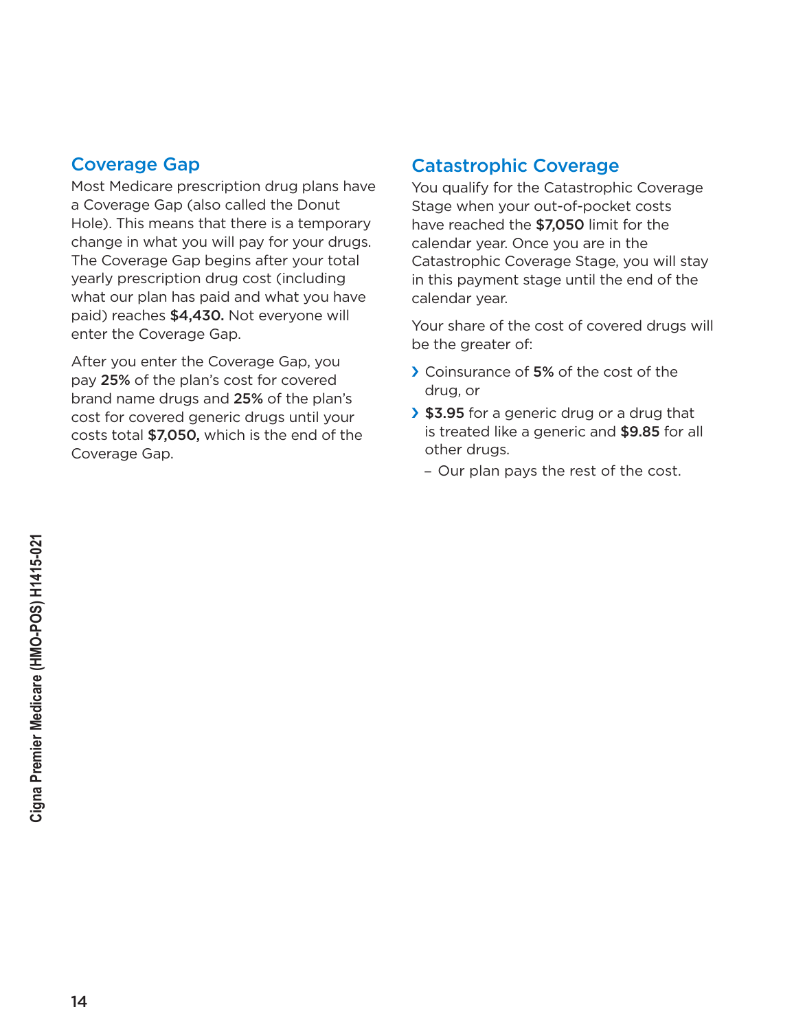## Coverage Gap

Most Medicare prescription drug plans have a Coverage Gap (also called the Donut Hole). This means that there is a temporary change in what you will pay for your drugs. The Coverage Gap begins after your total yearly prescription drug cost (including what our plan has paid and what you have paid) reaches **$4,430.** Not everyone will enter the Coverage Gap.

After you enter the Coverage Gap, you pay **25%** of the plan's cost for covered brand name drugs and **25%** of the plan's cost for covered generic drugs until your costs total **$7,050,** which is the end of the Coverage Gap.

## Catastrophic Coverage

You qualify for the Catastrophic Coverage Stage when your out-of-pocket costs have reached the **$7,050** limit for the calendar year. Once you are in the Catastrophic Coverage Stage, you will stay in this payment stage until the end of the calendar year.

Your share of the cost of covered drugs will be the greater of:

- Coinsurance of **5%** of the cost of the drug, or
- **$3.95** for a generic drug or a drug that is treated like a generic and **$9.85** for all other drugs.
  - Our plan pays the rest of the cost.

Cigna Premier Medicare (HMO-POS) H1415-021